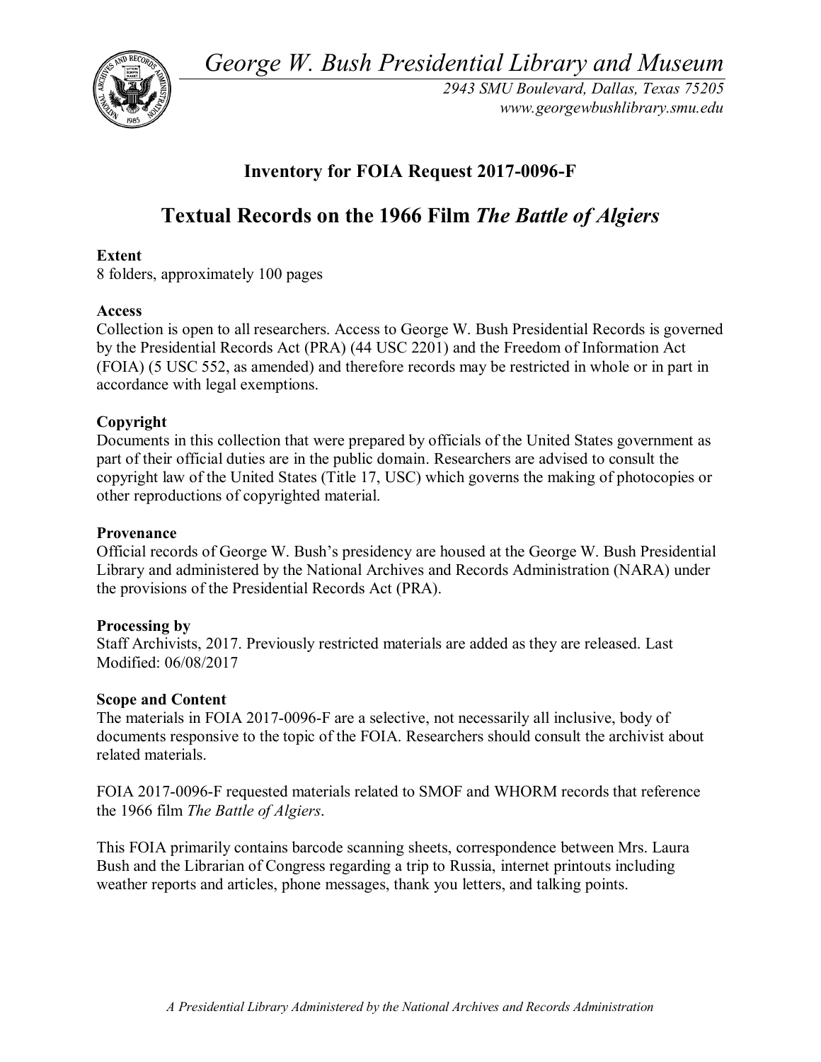*George W. Bush Presidential Library and Museum*

*2943 SMU Boulevard, Dallas, Texas 75205*
*www.georgewbushlibrary.smu.edu*

## Inventory for FOIA Request 2017-0096-F

# Textual Records on the 1966 Film *The Battle of Algiers*

**Extent**
8 folders, approximately 100 pages

**Access**
Collection is open to all researchers. Access to George W. Bush Presidential Records is governed by the Presidential Records Act (PRA) (44 USC 2201) and the Freedom of Information Act (FOIA) (5 USC 552, as amended) and therefore records may be restricted in whole or in part in accordance with legal exemptions.

**Copyright**
Documents in this collection that were prepared by officials of the United States government as part of their official duties are in the public domain. Researchers are advised to consult the copyright law of the United States (Title 17, USC) which governs the making of photocopies or other reproductions of copyrighted material.

**Provenance**
Official records of George W. Bush's presidency are housed at the George W. Bush Presidential Library and administered by the National Archives and Records Administration (NARA) under the provisions of the Presidential Records Act (PRA).

**Processing by**
Staff Archivists, 2017. Previously restricted materials are added as they are released. Last Modified: 06/08/2017

**Scope and Content**
The materials in FOIA 2017-0096-F are a selective, not necessarily all inclusive, body of documents responsive to the topic of the FOIA. Researchers should consult the archivist about related materials.

FOIA 2017-0096-F requested materials related to SMOF and WHORM records that reference the 1966 film *The Battle of Algiers*.

This FOIA primarily contains barcode scanning sheets, correspondence between Mrs. Laura Bush and the Librarian of Congress regarding a trip to Russia, internet printouts including weather reports and articles, phone messages, thank you letters, and talking points.

*A Presidential Library Administered by the National Archives and Records Administration*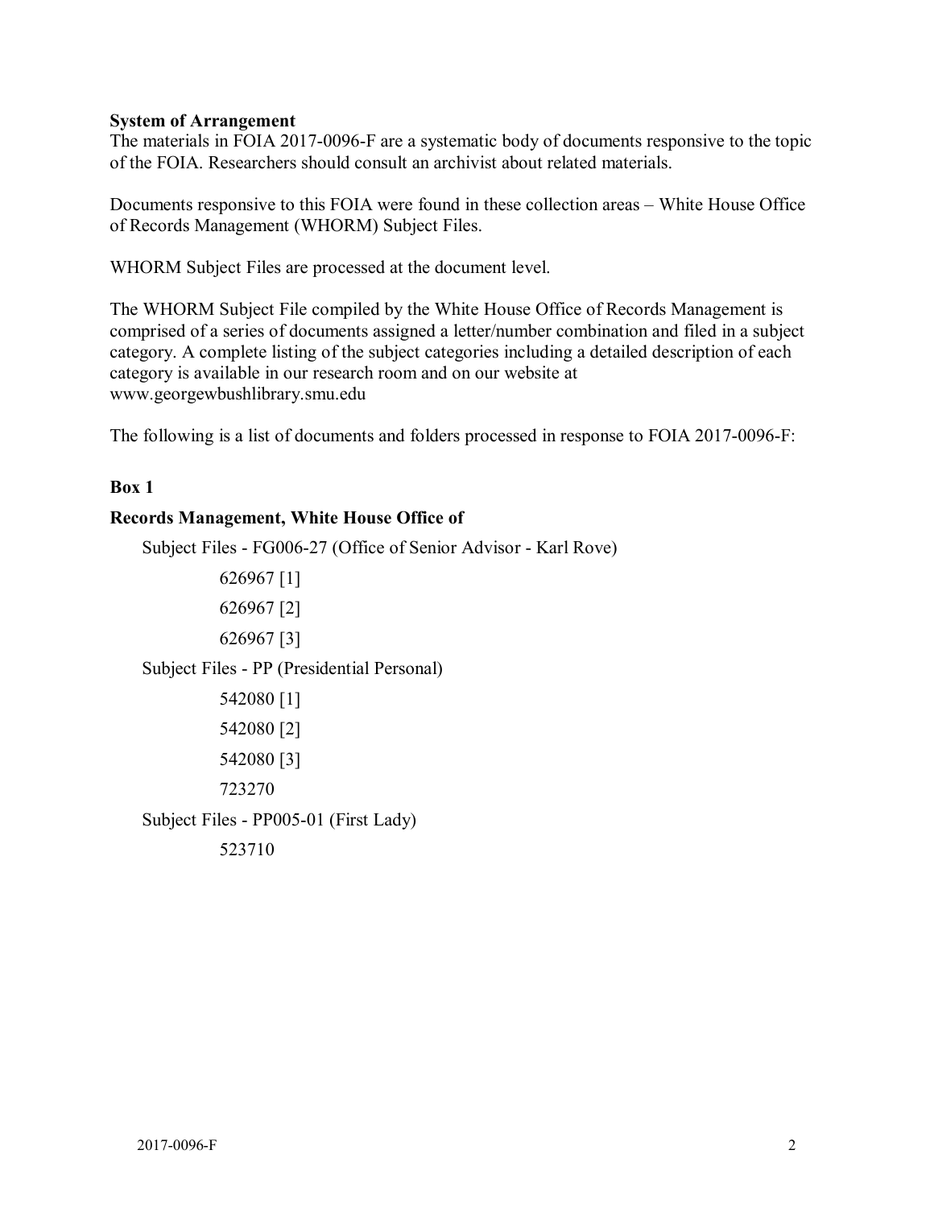**System of Arrangement**

The materials in FOIA 2017-0096-F are a systematic body of documents responsive to the topic of the FOIA. Researchers should consult an archivist about related materials.

Documents responsive to this FOIA were found in these collection areas – White House Office of Records Management (WHORM) Subject Files.

WHORM Subject Files are processed at the document level.

The WHORM Subject File compiled by the White House Office of Records Management is comprised of a series of documents assigned a letter/number combination and filed in a subject category. A complete listing of the subject categories including a detailed description of each category is available in our research room and on our website at www.georgewbushlibrary.smu.edu

The following is a list of documents and folders processed in response to FOIA 2017-0096-F:

**Box 1**

**Records Management, White House Office of**

- Subject Files - FG006-27 (Office of Senior Advisor - Karl Rove)
  - 626967 [1]
  - 626967 [2]
  - 626967 [3]
- Subject Files - PP (Presidential Personal)
  - 542080 [1]
  - 542080 [2]
  - 542080 [3]
  - 723270
- Subject Files - PP005-01 (First Lady)
  - 523710